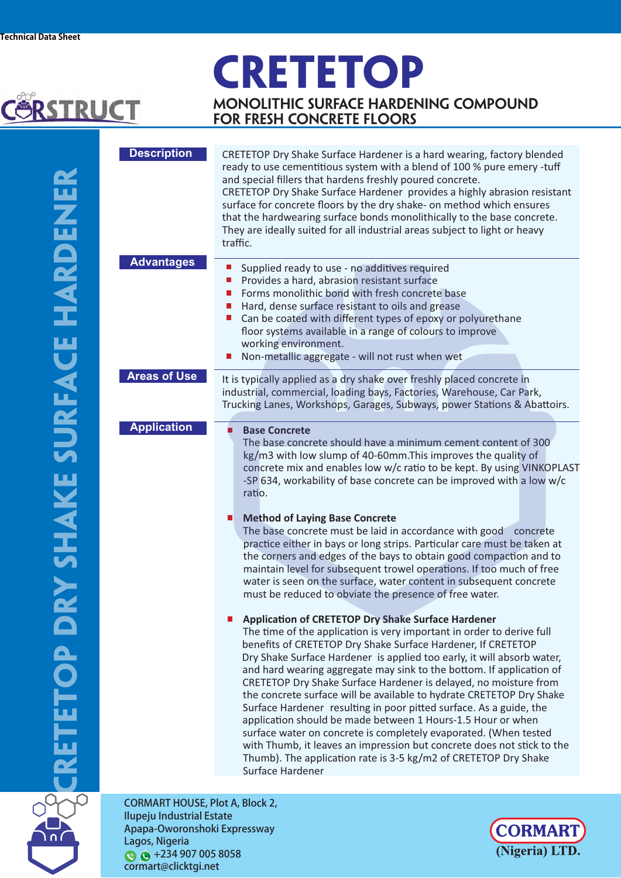Technical Data Sheet

# CRETETOP

## MONOLITHIC SURFACE HARDENING COMPOUND FOR FRESH CONCRETE FLOORS

CRETETOP DRY SHAKE SURFACE HARDENER

### Description

CRETETOP Dry Shake Surface Hardener is a hard wearing, factory blended ready to use cementitious system with a blend of 100 % pure emery -tuff and special fillers that hardens freshly poured concrete.
CRETETOP Dry Shake Surface Hardener provides a highly abrasion resistant surface for concrete floors by the dry shake- on method which ensures that the hardwearing surface bonds monolithically to the base concrete. They are ideally suited for all industrial areas subject to light or heavy traffic.

### Advantages

- Supplied ready to use - no additives required
- Provides a hard, abrasion resistant surface
- Forms monolithic bond with fresh concrete base
- Hard, dense surface resistant to oils and grease
- Can be coated with different types of epoxy or polyurethane floor systems available in a range of colours to improve working environment.
- Non-metallic aggregate - will not rust when wet

### Areas of Use

It is typically applied as a dry shake over freshly placed concrete in industrial, commercial, loading bays, Factories, Warehouse, Car Park, Trucking Lanes, Workshops, Garages, Subways, power Stations & Abattoirs.

### Application

- **Base Concrete**
  The base concrete should have a minimum cement content of 300 kg/m3 with low slump of 40-60mm.This improves the quality of concrete mix and enables low w/c ratio to be kept. By using VINKOPLAST -SP 634, workability of base concrete can be improved with a low w/c ratio.

- **Method of Laying Base Concrete**
  The base concrete must be laid in accordance with good concrete practice either in bays or long strips. Particular care must be taken at the corners and edges of the bays to obtain good compaction and to maintain level for subsequent trowel operations. If too much of free water is seen on the surface, water content in subsequent concrete must be reduced to obviate the presence of free water.

- **Application of CRETETOP Dry Shake Surface Hardener**
  The time of the application is very important in order to derive full benefits of CRETETOP Dry Shake Surface Hardener, If CRETETOP Dry Shake Surface Hardener is applied too early, it will absorb water, and hard wearing aggregate may sink to the bottom. If application of CRETETOP Dry Shake Surface Hardener is delayed, no moisture from the concrete surface will be available to hydrate CRETETOP Dry Shake Surface Hardener resulting in poor pitted surface. As a guide, the application should be made between 1 Hours-1.5 Hour or when surface water on concrete is completely evaporated. (When tested with Thumb, it leaves an impression but concrete does not stick to the Thumb). The application rate is 3-5 kg/m2 of CRETETOP Dry Shake Surface Hardener

CORMART HOUSE, Plot A, Block 2,
Ilupeju Industrial Estate
Apapa-Oworonshoki Expressway
Lagos, Nigeria
+234 907 005 8058
cormart@clicktgi.net

CORMART (Nigeria) LTD.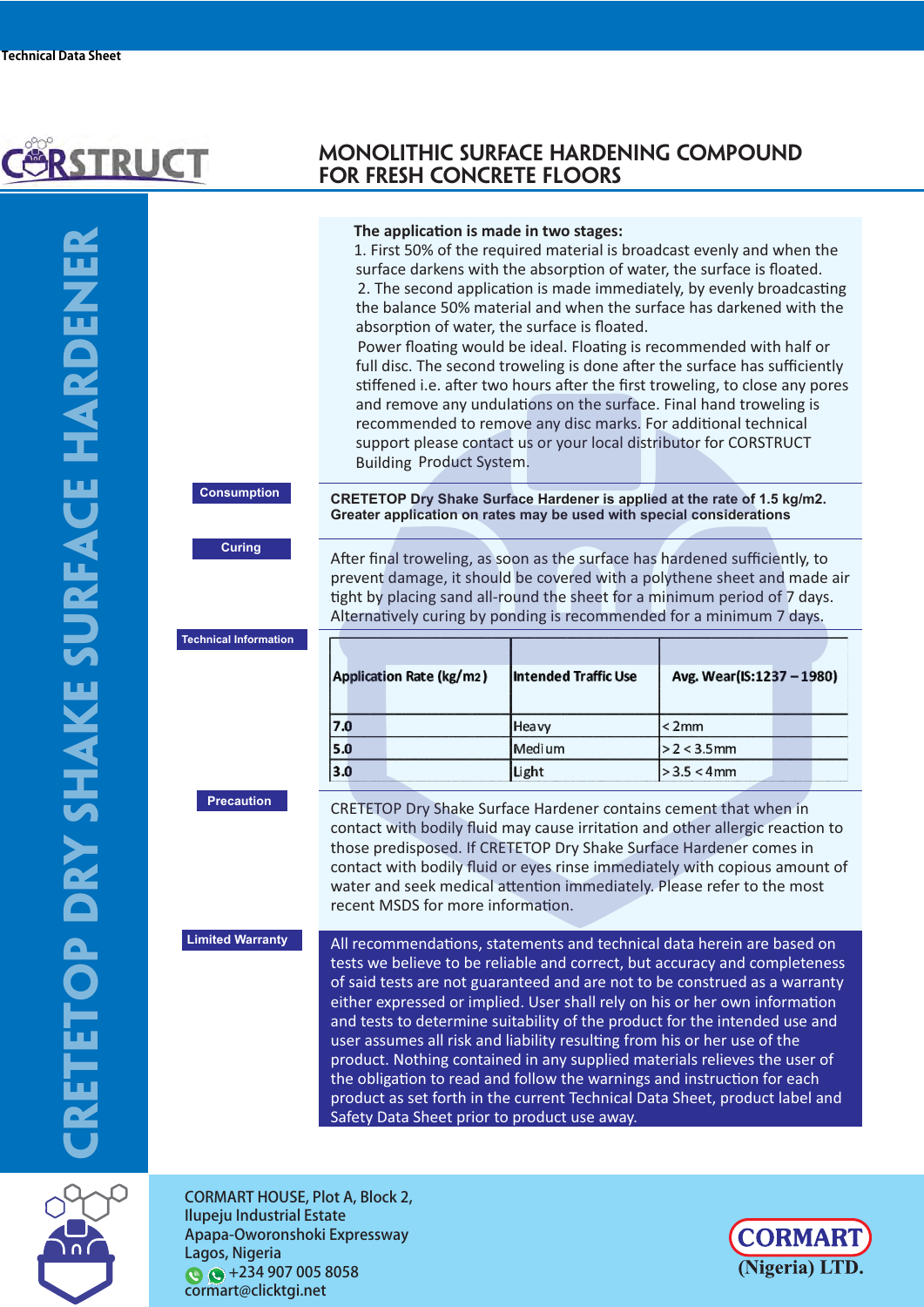# MONOLITHIC SURFACE HARDENING COMPOUND FOR FRESH CONCRETE FLOORS

## CRETETOP DRY SHAKE SURFACE HARDENER

**The application is made in two stages:**

1. First 50% of the required material is broadcast evenly and when the surface darkens with the absorption of water, the surface is floated.
2. The second application is made immediately, by evenly broadcasting the balance 50% material and when the surface has darkened with the absorption of water, the surface is floated.

Power floating would be ideal. Floating is recommended with half or full disc. The second troweling is done after the surface has sufficiently stiffened i.e. after two hours after the first troweling, to close any pores and remove any undulations on the surface. Final hand troweling is recommended to remove any disc marks. For additional technical support please contact us or your local distributor for CORSTRUCT Building Product System.

### Consumption

**CRETETOP Dry Shake Surface Hardener is applied at the rate of 1.5 kg/m2. Greater application on rates may be used with special considerations**

### Curing

After final troweling, as soon as the surface has hardened sufficiently, to prevent damage, it should be covered with a polythene sheet and made air tight by placing sand all-round the sheet for a minimum period of 7 days. Alternatively curing by ponding is recommended for a minimum 7 days.

### Technical Information

| Application Rate (kg/m2) | Intended Traffic Use | Avg. Wear(IS:1237 – 1980) |
|---|---|---|
| 7.0 | Heavy | < 2mm |
| 5.0 | Medium | > 2 < 3.5mm |
| 3.0 | Light | > 3.5 < 4mm |

### Precaution

CRETETOP Dry Shake Surface Hardener contains cement that when in contact with bodily fluid may cause irritation and other allergic reaction to those predisposed. If CRETETOP Dry Shake Surface Hardener comes in contact with bodily fluid or eyes rinse immediately with copious amount of water and seek medical attention immediately. Please refer to the most recent MSDS for more information.

### Limited Warranty

All recommendations, statements and technical data herein are based on tests we believe to be reliable and correct, but accuracy and completeness of said tests are not guaranteed and are not to be construed as a warranty either expressed or implied. User shall rely on his or her own information and tests to determine suitability of the product for the intended use and user assumes all risk and liability resulting from his or her use of the product. Nothing contained in any supplied materials relieves the user of the obligation to read and follow the warnings and instruction for each product as set forth in the current Technical Data Sheet, product label and Safety Data Sheet prior to product use away.

CORMART HOUSE, Plot A, Block 2,
Ilupeju Industrial Estate
Apapa-Oworonshoki Expressway
Lagos, Nigeria
+234 907 005 8058
cormart@clicktgi.net

CORMART (Nigeria) LTD.